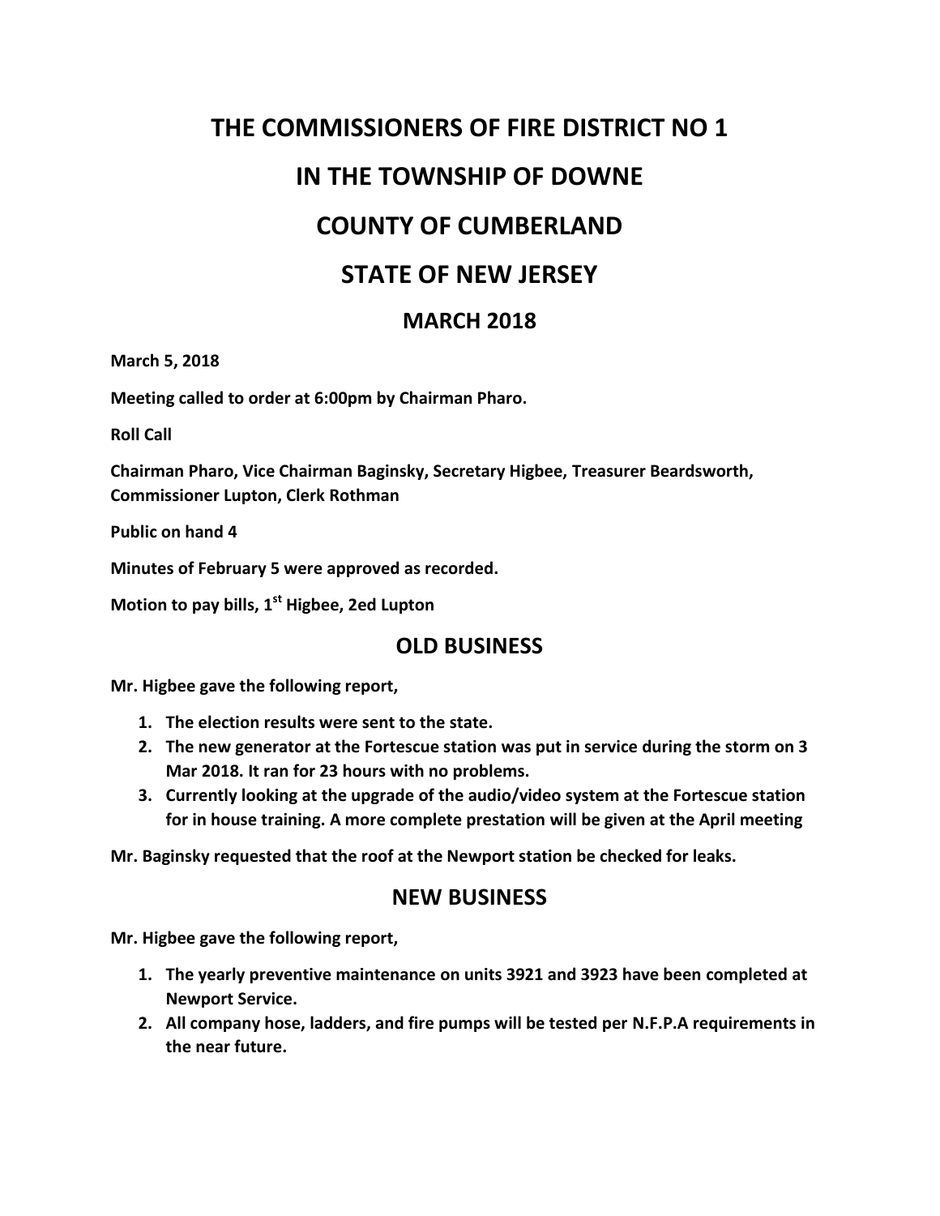# THE COMMISSIONERS OF FIRE DISTRICT NO 1

# IN THE TOWNSHIP OF DOWNE

# COUNTY OF CUMBERLAND

# STATE OF NEW JERSEY

## MARCH 2018

**March 5, 2018**

**Meeting called to order at 6:00pm by Chairman Pharo.**

**Roll Call**

**Chairman Pharo, Vice Chairman Baginsky, Secretary Higbee, Treasurer Beardsworth, Commissioner Lupton, Clerk Rothman**

**Public on hand 4**

**Minutes of February 5 were approved as recorded.**

**Motion to pay bills, 1st Higbee, 2ed Lupton**

## OLD BUSINESS

**Mr. Higbee gave the following report,**

1. **The election results were sent to the state.**
2. **The new generator at the Fortescue station was put in service during the storm on 3 Mar 2018. It ran for 23 hours with no problems.**
3. **Currently looking at the upgrade of the audio/video system at the Fortescue station for in house training. A more complete prestation will be given at the April meeting**

**Mr. Baginsky requested that the roof at the Newport station be checked for leaks.**

## NEW BUSINESS

**Mr. Higbee gave the following report,**

1. **The yearly preventive maintenance on units 3921 and 3923 have been completed at Newport Service.**
2. **All company hose, ladders, and fire pumps will be tested per N.F.P.A requirements in the near future.**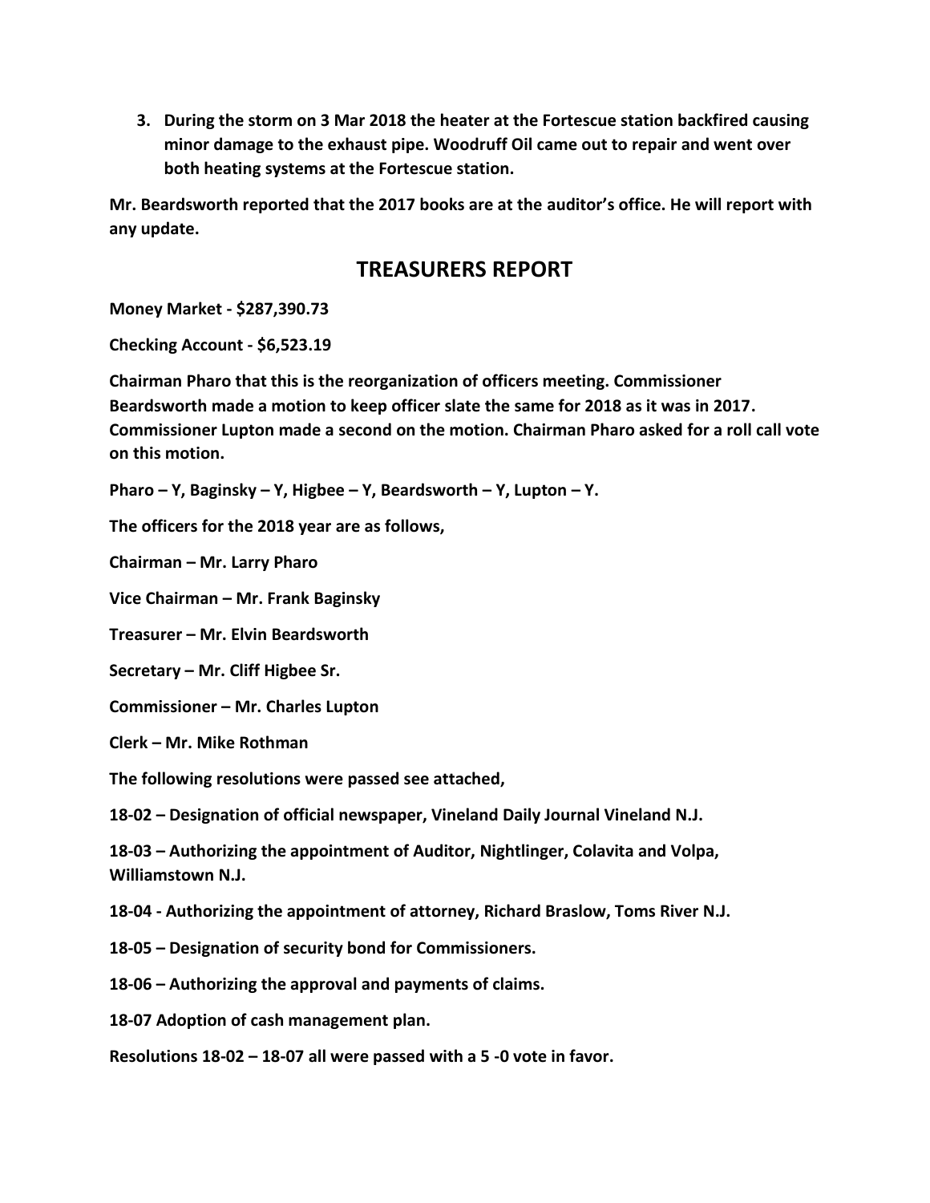3. **During the storm on 3 Mar 2018 the heater at the Fortescue station backfired causing minor damage to the exhaust pipe. Woodruff Oil came out to repair and went over both heating systems at the Fortescue station.**

**Mr. Beardsworth reported that the 2017 books are at the auditor's office. He will report with any update.**

## TREASURERS REPORT

**Money Market - $287,390.73**

**Checking Account - $6,523.19**

**Chairman Pharo that this is the reorganization of officers meeting. Commissioner Beardsworth made a motion to keep officer slate the same for 2018 as it was in 2017. Commissioner Lupton made a second on the motion. Chairman Pharo asked for a roll call vote on this motion.**

**Pharo – Y, Baginsky – Y, Higbee – Y, Beardsworth – Y, Lupton – Y.**

**The officers for the 2018 year are as follows,**

**Chairman – Mr. Larry Pharo**

**Vice Chairman – Mr. Frank Baginsky**

**Treasurer – Mr. Elvin Beardsworth**

**Secretary – Mr. Cliff Higbee Sr.**

**Commissioner – Mr. Charles Lupton**

**Clerk – Mr. Mike Rothman**

**The following resolutions were passed see attached,**

**18-02 – Designation of official newspaper, Vineland Daily Journal Vineland N.J.**

**18-03 – Authorizing the appointment of Auditor, Nightlinger, Colavita and Volpa, Williamstown N.J.**

**18-04 - Authorizing the appointment of attorney, Richard Braslow, Toms River N.J.**

**18-05 – Designation of security bond for Commissioners.**

**18-06 – Authorizing the approval and payments of claims.**

**18-07 Adoption of cash management plan.**

**Resolutions 18-02 – 18-07 all were passed with a 5 -0 vote in favor.**